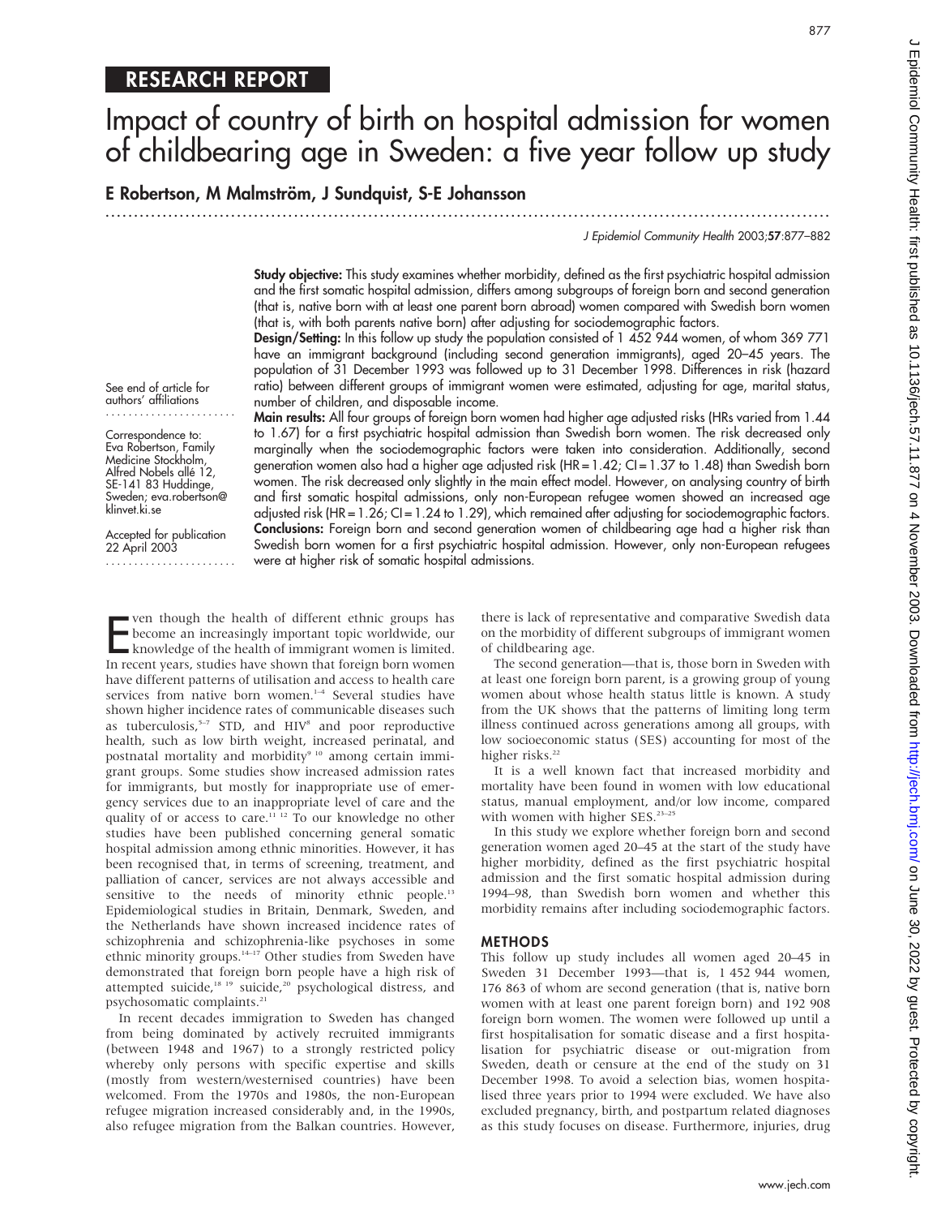RESEARCH REPORT

# Impact of country of birth on hospital admission for women of childbearing age in Sweden: a five year follow up study

**E Robertson, M Malmström, J Sundquist, S-E Johansson**

See end of article for authors' affiliations

Correspondence to: Eva Robertson, Family Medicine Stockholm, Alfred Nobels allé 12, SE-141 83 Huddinge, Sweden; eva.robertson@klinvet.ki.se

Accepted for publication 22 April 2003

**Study objective:** This study examines whether morbidity, defined as the first psychiatric hospital admission and the first somatic hospital admission, differs among subgroups of foreign born and second generation (that is, native born with at least one parent born abroad) women compared with Swedish born women (that is, with both parents native born) after adjusting for sociodemographic factors.

**Design/Setting:** In this follow up study the population consisted of 1 452 944 women, of whom 369 771 have an immigrant background (including second generation immigrants), aged 20–45 years. The population of 31 December 1993 was followed up to 31 December 1998. Differences in risk (hazard ratio) between different groups of immigrant women were estimated, adjusting for age, marital status, number of children, and disposable income.

**Main results:** All four groups of foreign born women had higher age adjusted risks (HRs varied from 1.44 to 1.67) for a first psychiatric hospital admission than Swedish born women. The risk decreased only marginally when the sociodemographic factors were taken into consideration. Additionally, second generation women also had a higher age adjusted risk (HR = 1.42; CI = 1.37 to 1.48) than Swedish born women. The risk decreased only slightly in the main effect model. However, on analysing country of birth and first somatic hospital admissions, only non-European refugee women showed an increased age adjusted risk (HR = 1.26; CI = 1.24 to 1.29), which remained after adjusting for sociodemographic factors.

**Conclusions:** Foreign born and second generation women of childbearing age had a higher risk than Swedish born women for a first psychiatric hospital admission. However, only non-European refugees were at higher risk of somatic hospital admissions.

Even though the health of different ethnic groups has become an increasingly important topic worldwide, our knowledge of the health of immigrant women is limited. In recent years, studies have shown that foreign born women have different patterns of utilisation and access to health care services from native born women.[1–4] Several studies have shown higher incidence rates of communicable diseases such as tuberculosis,[5–7] STD, and HIV[8] and poor reproductive health, such as low birth weight, increased perinatal, and postnatal mortality and morbidity[9,10] among certain immigrant groups. Some studies show increased admission rates for immigrants, but mostly for inappropriate use of emergency services due to an inappropriate level of care and the quality of or access to care.[11,12] To our knowledge no other studies have been published concerning general somatic hospital admission among ethnic minorities. However, it has been recognised that, in terms of screening, treatment, and palliation of cancer, services are not always accessible and sensitive to the needs of minority ethnic people.[13] Epidemiological studies in Britain, Denmark, Sweden, and the Netherlands have shown increased incidence rates of schizophrenia and schizophrenia-like psychoses in some ethnic minority groups.[14–17] Other studies from Sweden have demonstrated that foreign born people have a high risk of attempted suicide,[18,19] suicide,[20] psychological distress, and psychosomatic complaints.[21]

In recent decades immigration to Sweden has changed from being dominated by actively recruited immigrants (between 1948 and 1967) to a strongly restricted policy whereby only persons with specific expertise and skills (mostly from western/westernised countries) have been welcomed. From the 1970s and 1980s, the non-European refugee migration increased considerably and, in the 1990s, also refugee migration from the Balkan countries. However, there is lack of representative and comparative Swedish data on the morbidity of different subgroups of immigrant women of childbearing age.

The second generation—that is, those born in Sweden with at least one foreign born parent, is a growing group of young women about whose health status little is known. A study from the UK shows that the patterns of limiting long term illness continued across generations among all groups, with low socioeconomic status (SES) accounting for most of the higher risks.[22]

It is a well known fact that increased morbidity and mortality have been found in women with low educational status, manual employment, and/or low income, compared with women with higher SES.[23–25]

In this study we explore whether foreign born and second generation women aged 20–45 at the start of the study have higher morbidity, defined as the first psychiatric hospital admission and the first somatic hospital admission during 1994–98, than Swedish born women and whether this morbidity remains after including sociodemographic factors.

## METHODS

This follow up study includes all women aged 20–45 in Sweden 31 December 1993—that is, 1 452 944 women, 176 863 of whom are second generation (that is, native born women with at least one parent foreign born) and 192 908 foreign born women. The women were followed up until a first hospitalisation for somatic disease and a first hospitalisation for psychiatric disease or out-migration from Sweden, death or censure at the end of the study on 31 December 1998. To avoid a selection bias, women hospitalised three years prior to 1994 were excluded. We have also excluded pregnancy, birth, and postpartum related diagnoses as this study focuses on disease. Furthermore, injuries, drug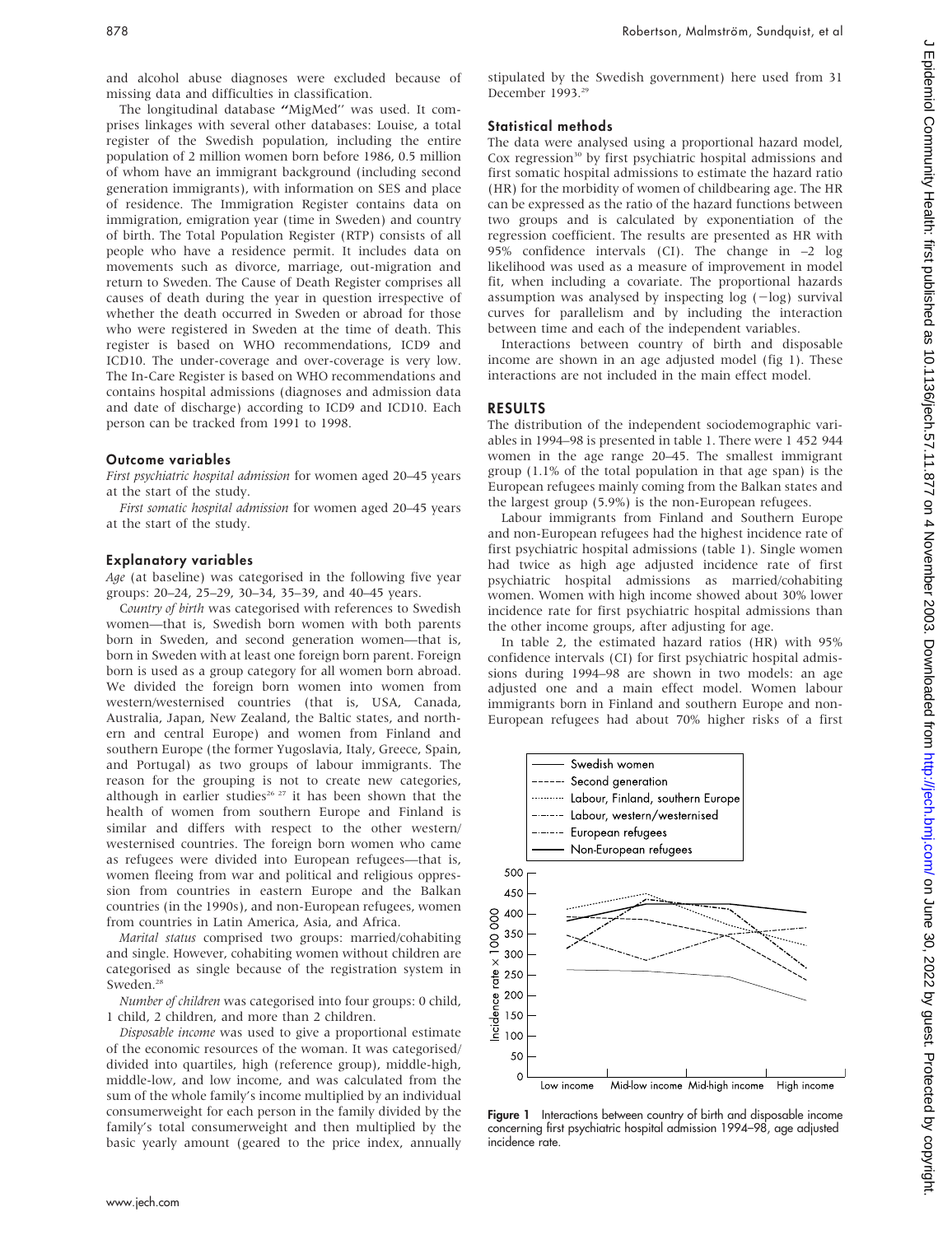and alcohol abuse diagnoses were excluded because of missing data and difficulties in classification.

The longitudinal database "MigMed" was used. It comprises linkages with several other databases: Louise, a total register of the Swedish population, including the entire population of 2 million women born before 1986, 0.5 million of whom have an immigrant background (including second generation immigrants), with information on SES and place of residence. The Immigration Register contains data on immigration, emigration year (time in Sweden) and country of birth. The Total Population Register (RTP) consists of all people who have a residence permit. It includes data on movements such as divorce, marriage, out-migration and return to Sweden. The Cause of Death Register comprises all causes of death during the year in question irrespective of whether the death occurred in Sweden or abroad for those who were registered in Sweden at the time of death. This register is based on WHO recommendations, ICD9 and ICD10. The under-coverage and over-coverage is very low. The In-Care Register is based on WHO recommendations and contains hospital admissions (diagnoses and admission data and date of discharge) according to ICD9 and ICD10. Each person can be tracked from 1991 to 1998.

### Outcome variables

*First psychiatric hospital admission* for women aged 20–45 years at the start of the study.

*First somatic hospital admission* for women aged 20–45 years at the start of the study.

### Explanatory variables

*Age* (at baseline) was categorised in the following five year groups: 20–24, 25–29, 30–34, 35–39, and 40–45 years.

*Country of birth* was categorised with references to Swedish women—that is, Swedish born women with both parents born in Sweden, and second generation women—that is, born in Sweden with at least one foreign born parent. Foreign born is used as a group category for all women born abroad. We divided the foreign born women into women from western/westernised countries (that is, USA, Canada, Australia, Japan, New Zealand, the Baltic states, and northern and central Europe) and women from Finland and southern Europe (the former Yugoslavia, Italy, Greece, Spain, and Portugal) as two groups of labour immigrants. The reason for the grouping is not to create new categories, although in earlier studies[26 27] it has been shown that the health of women from southern Europe and Finland is similar and differs with respect to the other western/westernised countries. The foreign born women who came as refugees were divided into European refugees—that is, women fleeing from war and political and religious oppression from countries in eastern Europe and the Balkan countries (in the 1990s), and non-European refugees, women from countries in Latin America, Asia, and Africa.

*Marital status* comprised two groups: married/cohabiting and single. However, cohabiting women without children are categorised as single because of the registration system in Sweden.[28]

*Number of children* was categorised into four groups: 0 child, 1 child, 2 children, and more than 2 children.

*Disposable income* was used to give a proportional estimate of the economic resources of the woman. It was categorised/divided into quartiles, high (reference group), middle-high, middle-low, and low income, and was calculated from the sum of the whole family's income multiplied by an individual consumerweight for each person in the family divided by the family's total consumerweight and then multiplied by the basic yearly amount (geared to the price index, annually stipulated by the Swedish government) here used from 31 December 1993.[29]

### Statistical methods

The data were analysed using a proportional hazard model, Cox regression[30] by first psychiatric hospital admissions and first somatic hospital admissions to estimate the hazard ratio (HR) for the morbidity of women of childbearing age. The HR can be expressed as the ratio of the hazard functions between two groups and is calculated by exponentiation of the regression coefficient. The results are presented as HR with 95% confidence intervals (CI). The change in −2 log likelihood was used as a measure of improvement in model fit, when including a covariate. The proportional hazards assumption was analysed by inspecting log (−log) survival curves for parallelism and by including the interaction between time and each of the independent variables.

Interactions between country of birth and disposable income are shown in an age adjusted model (fig 1). These interactions are not included in the main effect model.

## RESULTS

The distribution of the independent sociodemographic variables in 1994–98 is presented in table 1. There were 1 452 944 women in the age range 20–45. The smallest immigrant group (1.1% of the total population in that age span) is the European refugees mainly coming from the Balkan states and the largest group (5.9%) is the non-European refugees.

Labour immigrants from Finland and Southern Europe and non-European refugees had the highest incidence rate of first psychiatric hospital admissions (table 1). Single women had twice as high age adjusted incidence rate of first psychiatric hospital admissions as married/cohabiting women. Women with high income showed about 30% lower incidence rate for first psychiatric hospital admissions than the other income groups, after adjusting for age.

In table 2, the estimated hazard ratios (HR) with 95% confidence intervals (CI) for first psychiatric hospital admissions during 1994–98 are shown in two models: an age adjusted one and a main effect model. Women labour immigrants born in Finland and southern Europe and non-European refugees had about 70% higher risks of a first

**Figure 1** Interactions between country of birth and disposable income concerning first psychiatric hospital admission 1994–98, age adjusted incidence rate.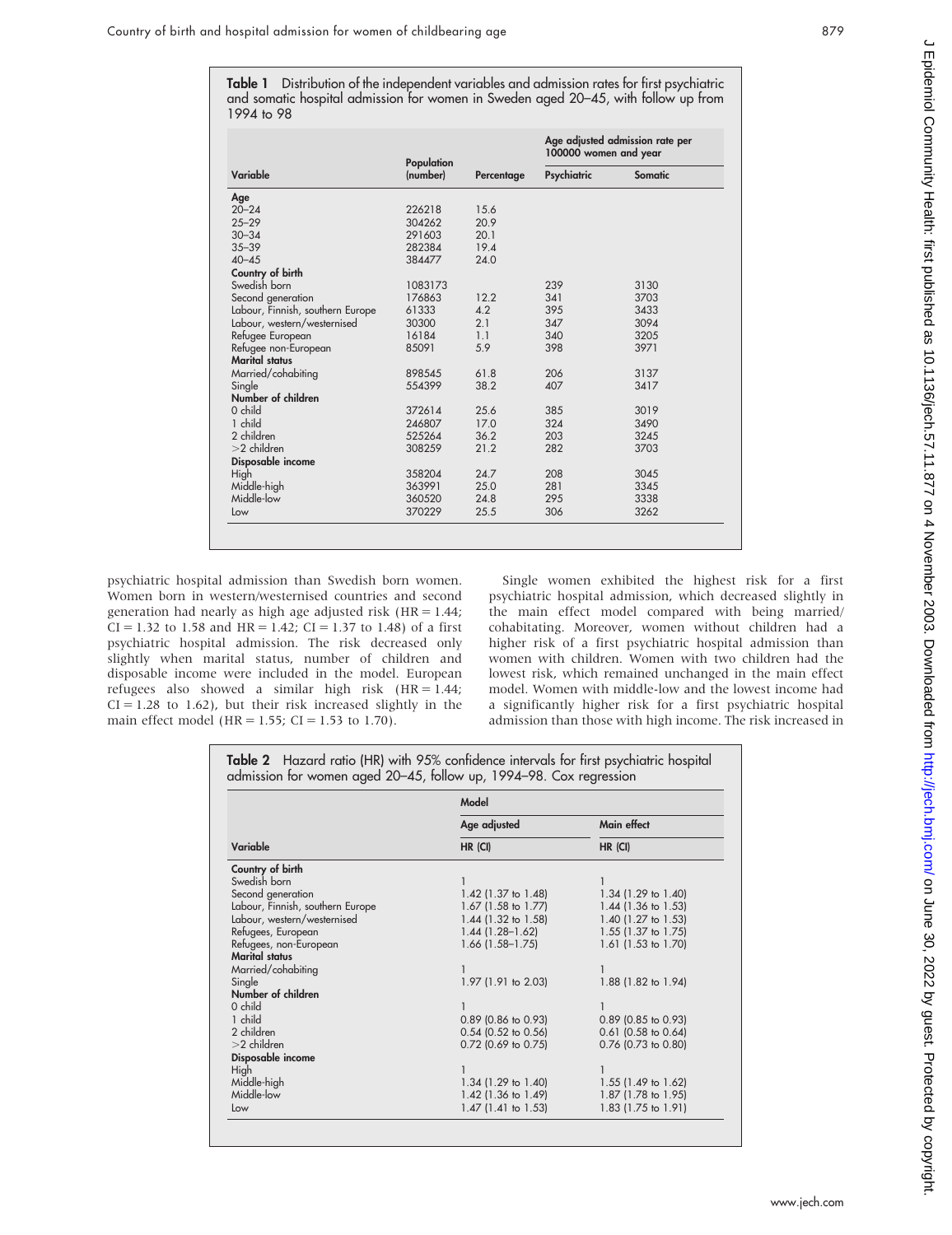**Table 1** Distribution of the independent variables and admission rates for first psychiatric and somatic hospital admission for women in Sweden aged 20–45, with follow up from 1994 to 98

| Variable | Population (number) | Percentage | Age adjusted admission rate per 100000 women and year | |
|---|---|---|---|---|
| | | | Psychiatric | Somatic |
| **Age** | | | | |
| 20–24 | 226218 | 15.6 | | |
| 25–29 | 304262 | 20.9 | | |
| 30–34 | 291603 | 20.1 | | |
| 35–39 | 282384 | 19.4 | | |
| 40–45 | 384477 | 24.0 | | |
| **Country of birth** | | | | |
| Swedish born | 1083173 | | 239 | 3130 |
| Second generation | 176863 | 12.2 | 341 | 3703 |
| Labour, Finnish, southern Europe | 61333 | 4.2 | 395 | 3433 |
| Labour, western/westernised | 30300 | 2.1 | 347 | 3094 |
| Refugee European | 16184 | 1.1 | 340 | 3205 |
| Refugee non-European | 85091 | 5.9 | 398 | 3971 |
| **Marital status** | | | | |
| Married/cohabiting | 898545 | 61.8 | 206 | 3137 |
| Single | 554399 | 38.2 | 407 | 3417 |
| **Number of children** | | | | |
| 0 child | 372614 | 25.6 | 385 | 3019 |
| 1 child | 246807 | 17.0 | 324 | 3490 |
| 2 children | 525264 | 36.2 | 203 | 3245 |
| >2 children | 308259 | 21.2 | 282 | 3703 |
| **Disposable income** | | | | |
| High | 358204 | 24.7 | 208 | 3045 |
| Middle-high | 363991 | 25.0 | 281 | 3345 |
| Middle-low | 360520 | 24.8 | 295 | 3338 |
| Low | 370229 | 25.5 | 306 | 3262 |

psychiatric hospital admission than Swedish born women. Women born in western/westernised countries and second generation had nearly as high age adjusted risk (HR = 1.44; CI = 1.32 to 1.58 and HR = 1.42; CI = 1.37 to 1.48) of a first psychiatric hospital admission. The risk decreased only slightly when marital status, number of children and disposable income were included in the model. European refugees also showed a similar high risk (HR = 1.44; CI = 1.28 to 1.62), but their risk increased slightly in the main effect model (HR = 1.55; CI = 1.53 to 1.70).

Single women exhibited the highest risk for a first psychiatric hospital admission, which decreased slightly in the main effect model compared with being married/cohabitating. Moreover, women without children had a higher risk of a first psychiatric hospital admission than women with children. Women with two children had the lowest risk, which remained unchanged in the main effect model. Women with middle-low and the lowest income had a significantly higher risk for a first psychiatric hospital admission than those with high income. The risk increased in

**Table 2** Hazard ratio (HR) with 95% confidence intervals for first psychiatric hospital admission for women aged 20–45, follow up, 1994–98. Cox regression

| Variable | Model: Age adjusted HR (CI) | Model: Main effect HR (CI) |
|---|---|---|
| **Country of birth** | | |
| Swedish born | 1 | 1 |
| Second generation | 1.42 (1.37 to 1.48) | 1.34 (1.29 to 1.40) |
| Labour, Finnish, southern Europe | 1.67 (1.58 to 1.77) | 1.44 (1.36 to 1.53) |
| Labour, western/westernised | 1.44 (1.32 to 1.58) | 1.40 (1.27 to 1.53) |
| Refugees, European | 1.44 (1.28–1.62) | 1.55 (1.37 to 1.75) |
| Refugees, non-European | 1.66 (1.58–1.75) | 1.61 (1.53 to 1.70) |
| **Marital status** | | |
| Married/cohabiting | 1 | 1 |
| Single | 1.97 (1.91 to 2.03) | 1.88 (1.82 to 1.94) |
| **Number of children** | | |
| 0 child | 1 | 1 |
| 1 child | 0.89 (0.86 to 0.93) | 0.89 (0.85 to 0.93) |
| 2 children | 0.54 (0.52 to 0.56) | 0.61 (0.58 to 0.64) |
| >2 children | 0.72 (0.69 to 0.75) | 0.76 (0.73 to 0.80) |
| **Disposable income** | | |
| High | 1 | 1 |
| Middle-high | 1.34 (1.29 to 1.40) | 1.55 (1.49 to 1.62) |
| Middle-low | 1.42 (1.36 to 1.49) | 1.87 (1.78 to 1.95) |
| Low | 1.47 (1.41 to 1.53) | 1.83 (1.75 to 1.91) |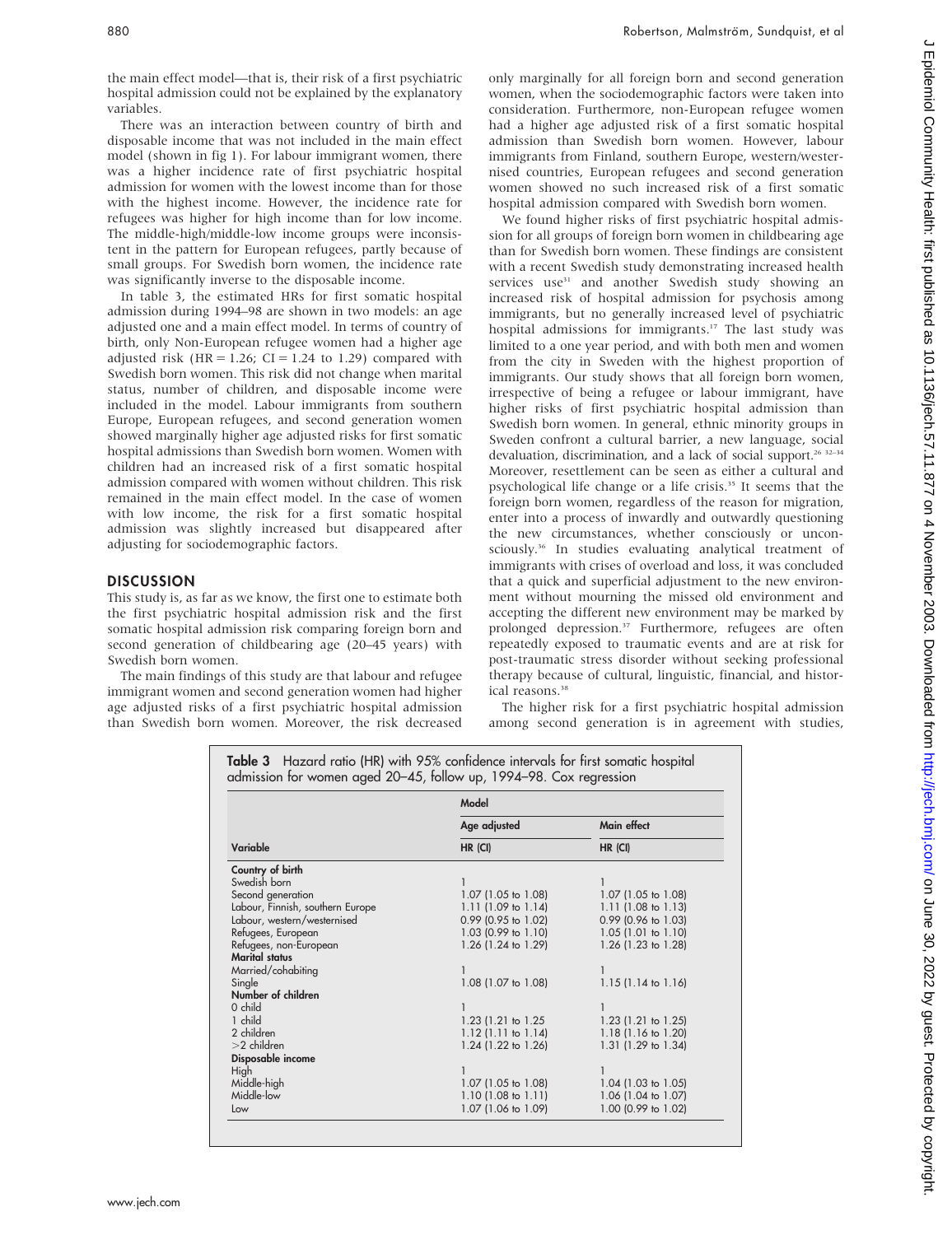the main effect model—that is, their risk of a first psychiatric hospital admission could not be explained by the explanatory variables.

There was an interaction between country of birth and disposable income that was not included in the main effect model (shown in fig 1). For labour immigrant women, there was a higher incidence rate of first psychiatric hospital admission for women with the lowest income than for those with the highest income. However, the incidence rate for refugees was higher for high income than for low income. The middle-high/middle-low income groups were inconsistent in the pattern for European refugees, partly because of small groups. For Swedish born women, the incidence rate was significantly inverse to the disposable income.

In table 3, the estimated HRs for first somatic hospital admission during 1994–98 are shown in two models: an age adjusted one and a main effect model. In terms of country of birth, only Non-European refugee women had a higher age adjusted risk (HR = 1.26; CI = 1.24 to 1.29) compared with Swedish born women. This risk did not change when marital status, number of children, and disposable income were included in the model. Labour immigrants from southern Europe, European refugees, and second generation women showed marginally higher age adjusted risks for first somatic hospital admissions than Swedish born women. Women with children had an increased risk of a first somatic hospital admission compared with women without children. This risk remained in the main effect model. In the case of women with low income, the risk for a first somatic hospital admission was slightly increased but disappeared after adjusting for sociodemographic factors.

## DISCUSSION

This study is, as far as we know, the first one to estimate both the first psychiatric hospital admission risk and the first somatic hospital admission risk comparing foreign born and second generation of childbearing age (20–45 years) with Swedish born women.

The main findings of this study are that labour and refugee immigrant women and second generation women had higher age adjusted risks of a first psychiatric hospital admission than Swedish born women. Moreover, the risk decreased only marginally for all foreign born and second generation women, when the sociodemographic factors were taken into consideration. Furthermore, non-European refugee women had a higher age adjusted risk of a first somatic hospital admission than Swedish born women. However, labour immigrants from Finland, southern Europe, western/westernised countries, European refugees and second generation women showed no such increased risk of a first somatic hospital admission compared with Swedish born women.

We found higher risks of first psychiatric hospital admission for all groups of foreign born women in childbearing age than for Swedish born women. These findings are consistent with a recent Swedish study demonstrating increased health services use[31] and another Swedish study showing an increased risk of hospital admission for psychosis among immigrants, but no generally increased level of psychiatric hospital admissions for immigrants.[17] The last study was limited to a one year period, and with both men and women from the city in Sweden with the highest proportion of immigrants. Our study shows that all foreign born women, irrespective of being a refugee or labour immigrant, have higher risks of first psychiatric hospital admission than Swedish born women. In general, ethnic minority groups in Sweden confront a cultural barrier, a new language, social devaluation, discrimination, and a lack of social support.[26 32–34] Moreover, resettlement can be seen as either a cultural and psychological life change or a life crisis.[35] It seems that the foreign born women, regardless of the reason for migration, enter into a process of inwardly and outwardly questioning the new circumstances, whether consciously or unconsciously.[36] In studies evaluating analytical treatment of immigrants with crises of overload and loss, it was concluded that a quick and superficial adjustment to the new environment without mourning the missed old environment and accepting the different new environment may be marked by prolonged depression.[37] Furthermore, refugees are often repeatedly exposed to traumatic events and are at risk for post-traumatic stress disorder without seeking professional therapy because of cultural, linguistic, financial, and historical reasons.[38]

The higher risk for a first psychiatric hospital admission among second generation is in agreement with studies,

**Table 3** Hazard ratio (HR) with 95% confidence intervals for first somatic hospital admission for women aged 20–45, follow up, 1994–98. Cox regression

| | Model | |
|---|---|---|
| | Age adjusted | Main effect |
| Variable | HR (CI) | HR (CI) |
| **Country of birth** | | |
| Swedish born | 1 | 1 |
| Second generation | 1.07 (1.05 to 1.08) | 1.07 (1.05 to 1.08) |
| Labour, Finnish, southern Europe | 1.11 (1.09 to 1.14) | 1.11 (1.08 to 1.13) |
| Labour, western/westernised | 0.99 (0.95 to 1.02) | 0.99 (0.96 to 1.03) |
| Refugees, European | 1.03 (0.99 to 1.10) | 1.05 (1.01 to 1.10) |
| Refugees, non-European | 1.26 (1.24 to 1.29) | 1.26 (1.23 to 1.28) |
| **Marital status** | | |
| Married/cohabiting | 1 | 1 |
| Single | 1.08 (1.07 to 1.08) | 1.15 (1.14 to 1.16) |
| **Number of children** | | |
| 0 child | 1 | 1 |
| 1 child | 1.23 (1.21 to 1.25 | 1.23 (1.21 to 1.25) |
| 2 children | 1.12 (1.11 to 1.14) | 1.18 (1.16 to 1.20) |
| >2 children | 1.24 (1.22 to 1.26) | 1.31 (1.29 to 1.34) |
| **Disposable income** | | |
| High | 1 | 1 |
| Middle-high | 1.07 (1.05 to 1.08) | 1.04 (1.03 to 1.05) |
| Middle-low | 1.10 (1.08 to 1.11) | 1.06 (1.04 to 1.07) |
| Low | 1.07 (1.06 to 1.09) | 1.00 (0.99 to 1.02) |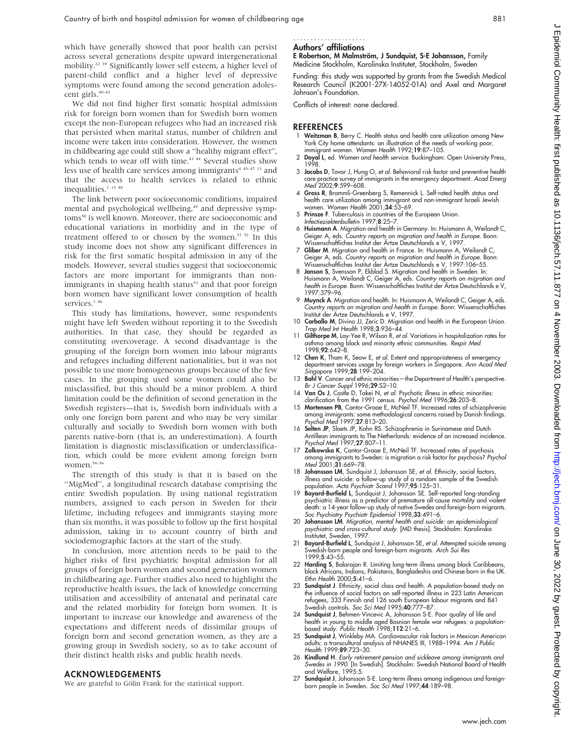which have generally showed that poor health can persist across several generations despite upward intergenerational mobility.[22 39] Significantly lower self esteem, a higher level of parent-child conflict and a higher level of depressive symptoms were found among the second generation adolescent girls.[40–42]

We did not find higher first somatic hospital admission risk for foreign born women than for Swedish born women except the non-European refugees who had an increased risk that persisted when marital status, number of children and income were taken into consideration. However, the women in childbearing age could still show a "healthy migrant effect", which tends to wear off with time.[43 44] Several studies show less use of health care services among immigrants[4 45–47 13] and that the access to health services is related to ethnic inequalities.[1 13 48]

The link between poor socioeconomic conditions, impaired mental and psychological wellbeing,[49] and depressive symptoms[50] is well known. Moreover, there are socioeconomic and educational variations in morbidity and in the type of treatment offered to or chosen by the women.[51 52] In this study income does not show any significant differences in risk for the first somatic hospital admission in any of the models. However, several studies suggest that socioeconomic factors are more important for immigrants than non-immigrants in shaping health status[53] and that poor foreign born women have significant lower consumption of health services.[1 46]

This study has limitations, however, some respondents might have left Sweden without reporting it to the Swedish authorities. In that case, they should be regarded as constituting overcoverage. A second disadvantage is the grouping of the foreign born women into labour migrants and refugees including different nationalities, but it was not possible to use more homogeneous groups because of the few cases. In the grouping used some women could also be misclassified, but this should be a minor problem. A third limitation could be the definition of second generation in the Swedish registers—that is, Swedish born individuals with a only one foreign born parent and who may be very similar culturally and socially to Swedish born women with both parents native-born (that is, an underestimation). A fourth limitation is diagnostic misclassification or underclassification, which could be more evident among foreign born women.[54–56]

The strength of this study is that it is based on the "MigMed", a longitudinal research database comprising the entire Swedish population. By using national registration numbers, assigned to each person in Sweden for their lifetime, including refugees and immigrants staying more than six months, it was possible to follow up the first hospital admission, taking in to account country of birth and sociodemographic factors at the start of the study.

In conclusion, more attention needs to be paid to the higher risks of first psychiatric hospital admission for all groups of foreign born women and second generation women in childbearing age. Further studies also need to highlight the reproductive health issues, the lack of knowledge concerning utilisation and accessibility of antenatal and perinatal care and the related morbidity for foreign born women. It is important to increase our knowledge and awareness of the expectations and different needs of dissimilar groups of foreign born and second generation women, as they are a growing group in Swedish society, so as to take account of their distinct health risks and public health needs.

## ACKNOWLEDGEMENTS

We are grateful to Gölin Frank for the statistical support.

### Authors' affiliations

**E Robertson, M Malmström, J Sundquist, S-E Johansson,** Family Medicine Stockholm, Karolinska Institutet, Stockholm, Sweden

Funding: this study was supported by grants from the Swedish Medical Research Council (K2001-27X-14052-01A) and Axel and Margaret Johnson's Foundation.

Conflicts of interest: none declared.

## REFERENCES

1. **Weitzman B**, Berry C. Health status and health care utilization among New York City home attendants: an illustration of the needs of working poor, immigrant women. *Women Health* 1992;**19**:87–105.
2. **Doyal L**, ed. *Women and health service*. Buckingham: Open University Press, 1998.
3. **Jacobs D**, Tovar J, Hung O, *et al*. Behavioral risk factor and preventive health care practice survey of immigrants in the emergency department. *Acad Emerg Med* 2002;**9**:599–608.
4. **Gross R**, Brammli-Greenberg S, Remennick L. Self-rated health status and health care utilization among immigrant and non-immigrant Israeli Jewish women. *Women Health* 2001;**34**:53–69.
5. **Prinsze F**. Tuberculosis in countries of the European Union. *Infectieziektenbulletin* 1997;**8**:25–7.
6. **Huismann A**. Migration and health in Germany. In: Huismann A, Weilandt C, Geiger A, eds. *Country reports on migration and health in Europe*. Bonn: Wissenschaftliches Institut der Ärtze Deutschlands e V, 1997.
7. **Gliber M**. Migration and health in France. In: Huismann A, Weilandt C, Geiger A, eds. *Country reports on migration and health in Europe*. Bonn: Wissenschaftliches Institut der Ärtze Deutschlands e V, 1997:106–55.
8. **Janson S**, Svensson P, Ekblad S. Migration and health in Sweden. In: Huismann A, Weilandt C, Geiger A, eds. *Country reports on migration and health in Europe*. Bonn: Wissenschaftliches Institut der Ärtze Deutschlands e V, 1997:379–96.
9. **Muynck A**. Migration and health. In: Huismann A, Weilandt C, Geiger A, eds. *Country reports on migration and health in Europe*. Bonn: Wissenschaftliches Institut der Ärtze Deutschlands e V, 1997.
10. **Carballo M**, Divino JJ, Zeric D. Migration and health in the European Union. *Trop Med Int Health* 1998;**3**:936–44.
11. **Gilthorpe M**, Lay-Yee R, Wilson R, *et al*. Variations in hospitalization rates for asthma among black and minority ethnic communities. *Respir Med* 1998;**92**:642–8.
12. **Chen K**, Tham K, Seow E, *et al*. Extent and appropriateness of emergency department services usage by foreign workers in Singapore. *Ann Acad Med Singapore* 1999;**28**:199–204.
13. **Bahl V**. Cancer and ethnic minorities—the Department of Health's perspective. *Br J Cancer Suppl* 1996;**29**:S2–10.
14. **Van Os J**, Castle D, Takei N, *et al*. Psychotic illness in ethnic minorities: clarification from the 1991 census. *Psychol Med* 1996;**26**:203–8.
15. **Mortensen PB**, Cantor-Graae E, McNeil TF. Increased rates of schizophrenia among immigrants: some methodological concerns raised by Danish findings. *Psychol Med* 1997;**27**:813–20.
16. **Selten JP**, Slaets JP, Kahn RS. Schizophrenia in Surinamese and Dutch Antillean immigrants to The Netherlands: evidence of an increased incidence. *Psychol Med* 1997;**27**:807–11.
17. **Zolkowska K**, Cantor-Graae E, McNeil TF. Increased rates of psychosis among immigrants to Sweden: is migration a risk factor for psychosis? *Psychol Med* 2001;**31**:669–78.
18. **Johansson LM**, Sundquist J, Johansson SE, *et al*. Ethnicity, social factors, illness and suicide: a follow-up study of a random sample of the Swedish population. *Acta Psychiatr Scand* 1997;**95**:125–31.
19. **Bayard-Burfield L**, Sundquist J, Johansson SE. Self-reported long-standing psychiatric illness as a predictor of premature all-cause mortality and violent death: a 14-year follow-up study of native Swedes and foreign-born migrants. *Soc Psychiatry Psychiatr Epidemiol* 1998;**33**:491–6.
20. **Johansson LM**. *Migration, mental health and suicide: an epidemiological psychiatric and cross-cultural study*. [MD thesis]. Stockholm: Karolinska Institutet, Sweden, 1997.
21. **Bayard-Burfield L**, Sundquist J, Johansson SE, *et al*. Attempted suicide among Swedish-born people and foreign-born migrants. *Arch Sui Res* 1999;**5**:43–55.
22. **Harding S**, Balarajan R. Limiting long-term illness among black Caribbeans, black Africans, Indians, Pakistanis, Bangladeshis and Chinese born in the UK. *Ethn Health* 2000;**5**:41–6.
23. **Sundquist J**. Ethnicity, social class and health. A population-based study on the influence of social factors on self-reported illness in 223 Latin American refugees, 333 Finnish and 126 south European labour migrants and 841 Swedish controls. *Soc Sci Med* 1995;**40**:777–87.
24. **Sundquist J**, Behmen-Vincevic A, Johansson S-E. Poor quality of life and health in young to middle aged Bosnian female war refugees: a population-based study. *Public Health* 1998;**112**:21–6.
25. **Sundquist J**, Winkleby MA. Cardiovascular risk factors in Mexican American adults: a transcultural analysis of NHANES III, 1988–1994. *Am J Public Health* 1999;**89**:723–30.
26. **Kindlund H**. *Early retirement pension and sickleave among immigrants and Swedes in 1990*. [In Swedish]. Stockholm: Swedish National Board of Health and Welfare, 1995:5.
27. **Sundquist J**, Johansson S-E. Long-term illness among indigenous and foreign-born people in Sweden. *Soc Sci Med* 1997;**44**:189–98.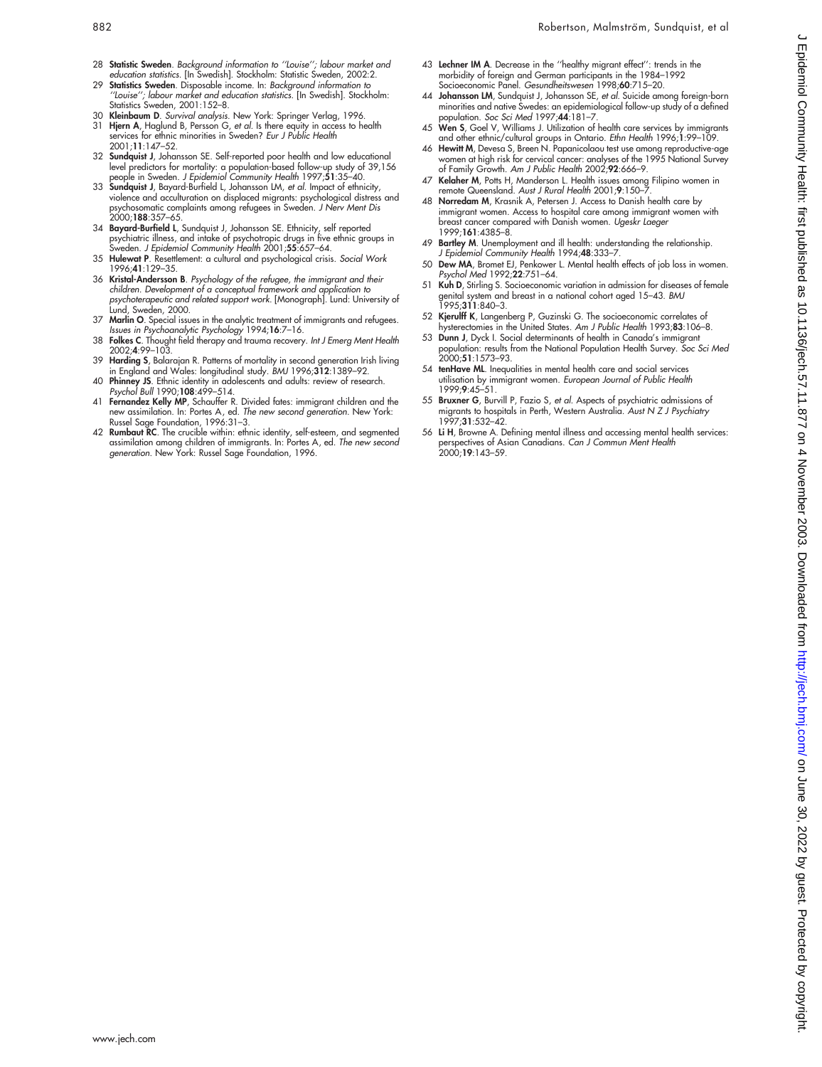28 **Statistic Sweden**. *Background information to ''Louise''; labour market and education statistics*. [In Swedish]. Stockholm: Statistic Sweden, 2002:2.
29 **Statistics Sweden**. Disposable income. In: *Background information to ''Louise''; labour market and education statistics*. [In Swedish]. Stockholm: Statistics Sweden, 2001:152–8.
30 **Kleinbaum D**. *Survival analysis*. New York: Springer Verlag, 1996.
31 **Hjern A**, Haglund B, Persson G, *et al*. Is there equity in access to health services for ethnic minorities in Sweden? *Eur J Public Health* 2001;**11**:147–52.
32 **Sundquist J**, Johansson SE. Self-reported poor health and low educational level predictors for mortality: a population-based follow-up study of 39,156 people in Sweden. *J Epidemiol Community Health* 1997;**51**:35–40.
33 **Sundquist J**, Bayard-Burfield L, Johansson LM, *et al*. Impact of ethnicity, violence and acculturation on displaced migrants: psychological distress and psychosomatic complaints among refugees in Sweden. *J Nerv Ment Dis* 2000;**188**:357–65.
34 **Bayard-Burfield L**, Sundquist J, Johansson SE. Ethnicity, self reported psychiatric illness, and intake of psychotropic drugs in five ethnic groups in Sweden. *J Epidemiol Community Health* 2001;**55**:657–64.
35 **Hulewat P**. Resettlement: a cultural and psychological crisis. *Social Work* 1996;**41**:129–35.
36 **Kristal-Andersson B**. *Psychology of the refugee, the immigrant and their children. Development of a conceptual framework and application to psychoterapeutic and related support work*. [Monograph]. Lund: University of Lund, Sweden, 2000.
37 **Marlin O**. Special issues in the analytic treatment of immigrants and refugees. *Issues in Psychoanalytic Psychology* 1994;**16**:7–16.
38 **Folkes C**. Thought field therapy and trauma recovery. *Int J Emerg Ment Health* 2002;**4**:99–103.
39 **Harding S**, Balarajan R. Patterns of mortality in second generation Irish living in England and Wales: longitudinal study. *BMJ* 1996;**312**:1389–92.
40 **Phinney JS**. Ethnic identity in adolescents and adults: review of research. *Psychol Bull* 1990;**108**:499–514.
41 **Fernandez Kelly MP**, Schauffer R. Divided fates: immigrant children and the new assimilation. In: Portes A, ed. *The new second generation*. New York: Russel Sage Foundation, 1996:31–3.
42 **Rumbaut RC**. The crucible within: ethnic identity, self-esteem, and segmented assimilation among children of immigrants. In: Portes A, ed. *The new second generation*. New York: Russel Sage Foundation, 1996.
43 **Lechner IM A**. Decrease in the ''healthy migrant effect'': trends in the morbidity of foreign and German participants in the 1984–1992 Socioeconomic Panel. *Gesundheitswesen* 1998;**60**:715–20.
44 **Johansson LM**, Sundquist J, Johansson SE, *et al*. Suicide among foreign-born minorities and native Swedes: an epidemiological follow-up study of a defined population. *Soc Sci Med* 1997;**44**:181–7.
45 **Wen S**, Goel V, Williams J. Utilization of health care services by immigrants and other ethnic/cultural groups in Ontario. *Ethn Health* 1996;**1**:99–109.
46 **Hewitt M**, Devesa S, Breen N. Papanicolaou test use among reproductive-age women at high risk for cervical cancer: analyses of the 1995 National Survey of Family Growth. *Am J Public Health* 2002;**92**:666–9.
47 **Kelaher M**, Potts H, Manderson L. Health issues among Filipino women in remote Queensland. *Aust J Rural Health* 2001;**9**:150–7.
48 **Norredam M**, Krasnik A, Petersen J. Access to Danish health care by immigrant women. Access to hospital care among immigrant women with breast cancer compared with Danish women. *Ugeskr Laeger* 1999;**161**:4385–8.
49 **Bartley M**. Unemployment and ill health: understanding the relationship. *J Epidemiol Community Health* 1994;**48**:333–7.
50 **Dew MA**, Bromet EJ, Penkower L. Mental health effects of job loss in women. *Psychol Med* 1992;**22**:751–64.
51 **Kuh D**, Stirling S. Socioeconomic variation in admission for diseases of female genital system and breast in a national cohort aged 15–43. *BMJ* 1995;**311**:840–3.
52 **Kjerulff K**, Langenberg P, Guzinski G. The socioeconomic correlates of hysterectomies in the United States. *Am J Public Health* 1993;**83**:106–8.
53 **Dunn J**, Dyck I. Social determinants of health in Canada's immigrant population: results from the National Population Health Survey. *Soc Sci Med* 2000;**51**:1573–93.
54 **tenHave ML**. Inequalities in mental health care and social services utilisation by immigrant women. *European Journal of Public Health* 1999;**9**:45–51.
55 **Bruxner G**, Burvill P, Fazio S, *et al*. Aspects of psychiatric admissions of migrants to hospitals in Perth, Western Australia. *Aust N Z J Psychiatry* 1997;**31**:532–42.
56 **Li H**, Browne A. Defining mental illness and accessing mental health services: perspectives of Asian Canadians. *Can J Commun Ment Health* 2000;**19**:143–59.